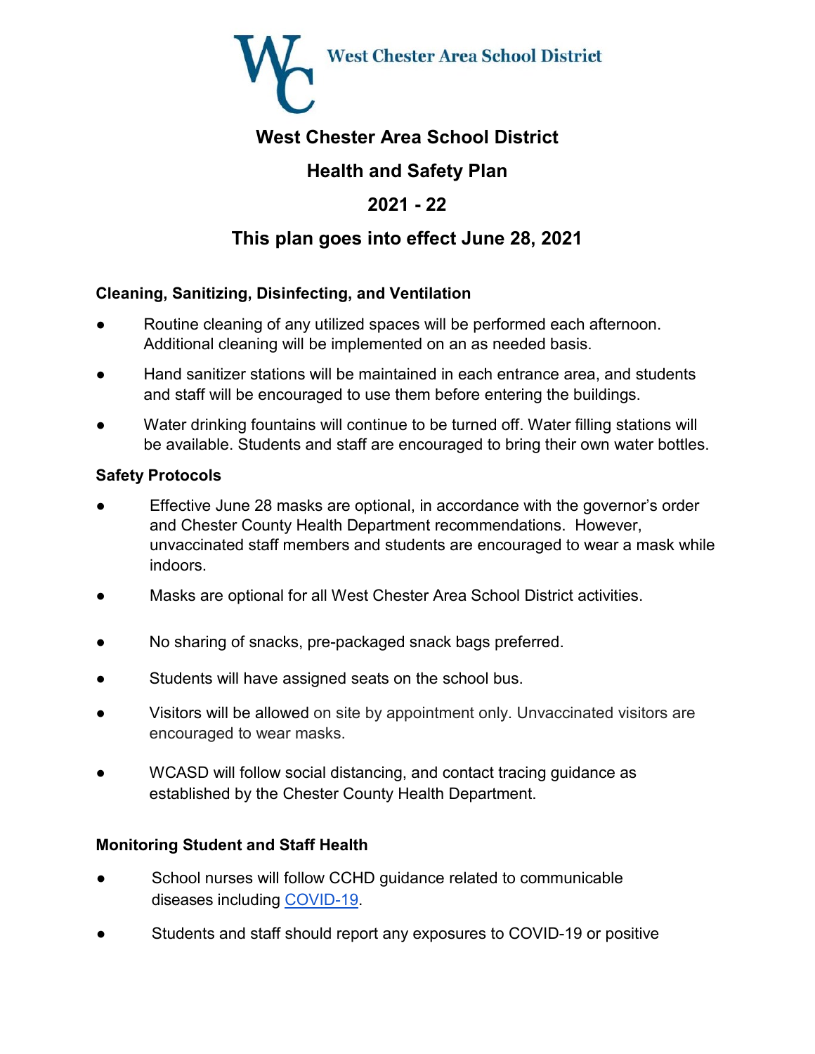West Chester Area School District

# West Chester Area School District

## Health and Safety Plan

## 2021 - 22

## This plan goes into effect June 28, 2021

### Cleaning, Sanitizing, Disinfecting, and Ventilation

- Routine cleaning of any utilized spaces will be performed each afternoon. Additional cleaning will be implemented on an as needed basis.
- Hand sanitizer stations will be maintained in each entrance area, and students and staff will be encouraged to use them before entering the buildings.
- Water drinking fountains will continue to be turned off. Water filling stations will be available. Students and staff are encouraged to bring their own water bottles.

### Safety Protocols

- Effective June 28 masks are optional, in accordance with the governor's order and Chester County Health Department recommendations. However, unvaccinated staff members and students are encouraged to wear a mask while indoors.
- Masks are optional for all West Chester Area School District activities.
- No sharing of snacks, pre-packaged snack bags preferred.
- Students will have assigned seats on the school bus.
- Visitors will be allowed on site by appointment only. Unvaccinated visitors are encouraged to wear masks.
- WCASD will follow social distancing, and contact tracing guidance as established by the Chester County Health Department.

### Monitoring Student and Staff Health

- School nurses will follow CCHD guidance related to communicable diseases including COVID-19.
- Students and staff should report any exposures to COVID-19 or positive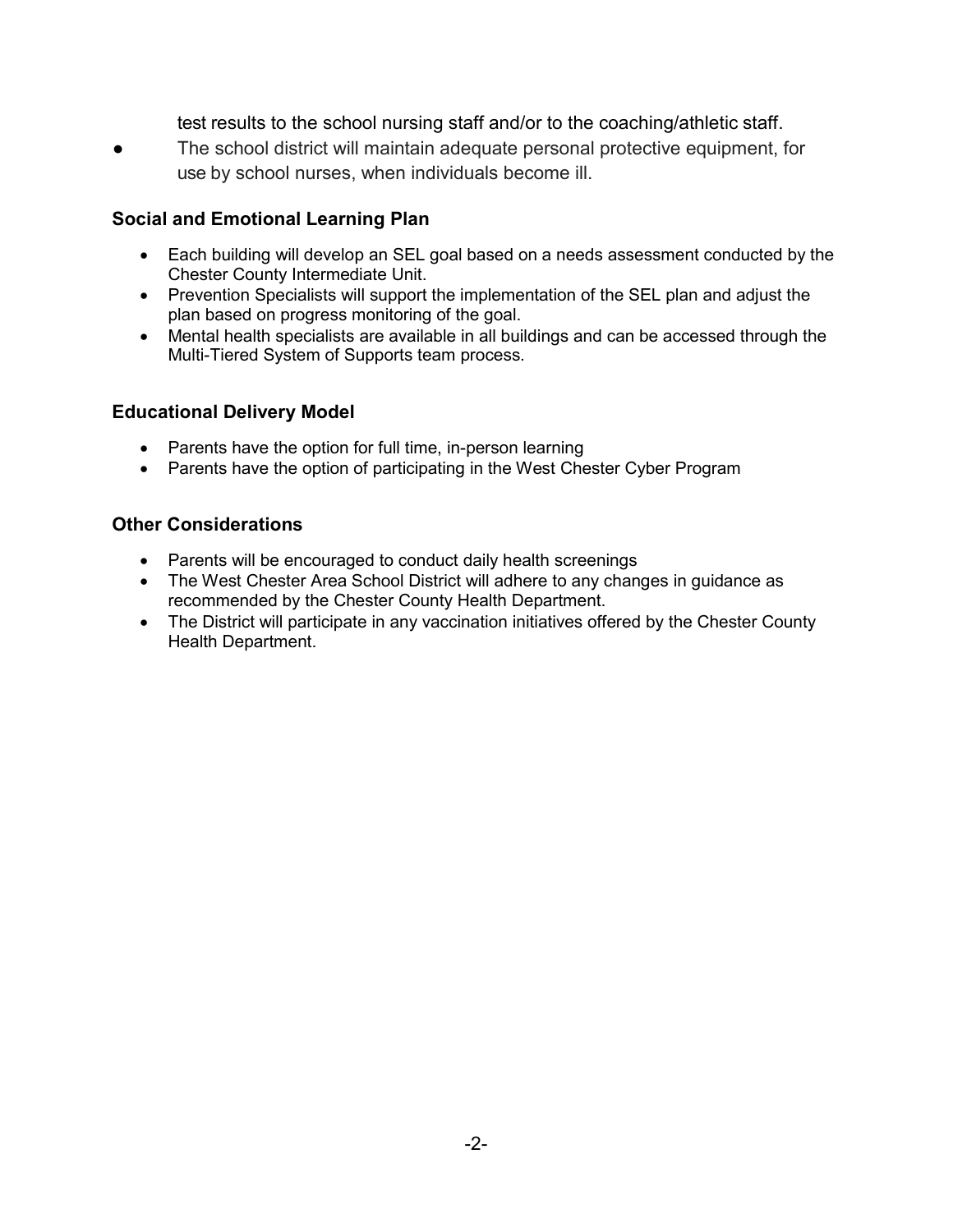test results to the school nursing staff and/or to the coaching/athletic staff.

- The school district will maintain adequate personal protective equipment, for use by school nurses, when individuals become ill.

### Social and Emotional Learning Plan

- Each building will develop an SEL goal based on a needs assessment conducted by the Chester County Intermediate Unit.
- Prevention Specialists will support the implementation of the SEL plan and adjust the plan based on progress monitoring of the goal.
- Mental health specialists are available in all buildings and can be accessed through the Multi-Tiered System of Supports team process.

### Educational Delivery Model

- Parents have the option for full time, in-person learning
- Parents have the option of participating in the West Chester Cyber Program

### Other Considerations

- Parents will be encouraged to conduct daily health screenings
- The West Chester Area School District will adhere to any changes in guidance as recommended by the Chester County Health Department.
- The District will participate in any vaccination initiatives offered by the Chester County Health Department.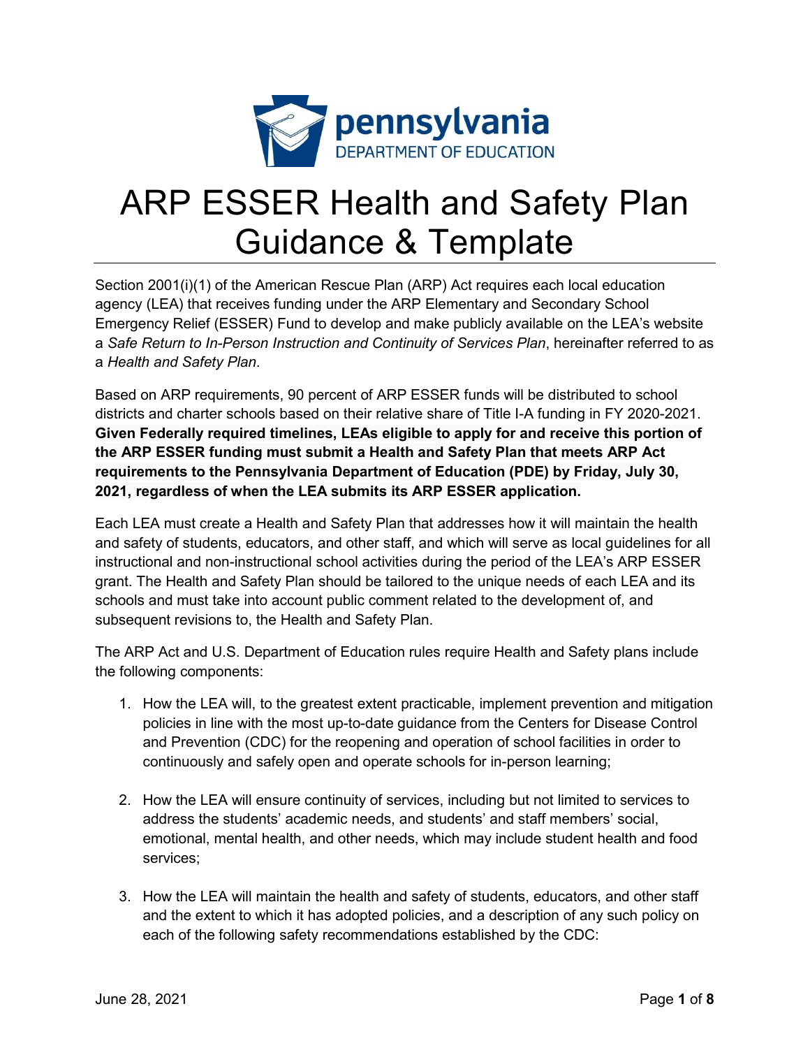# ARP ESSER Health and Safety Plan Guidance & Template

Section 2001(i)(1) of the American Rescue Plan (ARP) Act requires each local education agency (LEA) that receives funding under the ARP Elementary and Secondary School Emergency Relief (ESSER) Fund to develop and make publicly available on the LEA's website a *Safe Return to In-Person Instruction and Continuity of Services Plan*, hereinafter referred to as a *Health and Safety Plan*.

Based on ARP requirements, 90 percent of ARP ESSER funds will be distributed to school districts and charter schools based on their relative share of Title I-A funding in FY 2020-2021. **Given Federally required timelines, LEAs eligible to apply for and receive this portion of the ARP ESSER funding must submit a Health and Safety Plan that meets ARP Act requirements to the Pennsylvania Department of Education (PDE) by Friday, July 30, 2021, regardless of when the LEA submits its ARP ESSER application.**

Each LEA must create a Health and Safety Plan that addresses how it will maintain the health and safety of students, educators, and other staff, and which will serve as local guidelines for all instructional and non-instructional school activities during the period of the LEA's ARP ESSER grant. The Health and Safety Plan should be tailored to the unique needs of each LEA and its schools and must take into account public comment related to the development of, and subsequent revisions to, the Health and Safety Plan.

The ARP Act and U.S. Department of Education rules require Health and Safety plans include the following components:

1. How the LEA will, to the greatest extent practicable, implement prevention and mitigation policies in line with the most up-to-date guidance from the Centers for Disease Control and Prevention (CDC) for the reopening and operation of school facilities in order to continuously and safely open and operate schools for in-person learning;

2. How the LEA will ensure continuity of services, including but not limited to services to address the students' academic needs, and students' and staff members' social, emotional, mental health, and other needs, which may include student health and food services;

3. How the LEA will maintain the health and safety of students, educators, and other staff and the extent to which it has adopted policies, and a description of any such policy on each of the following safety recommendations established by the CDC: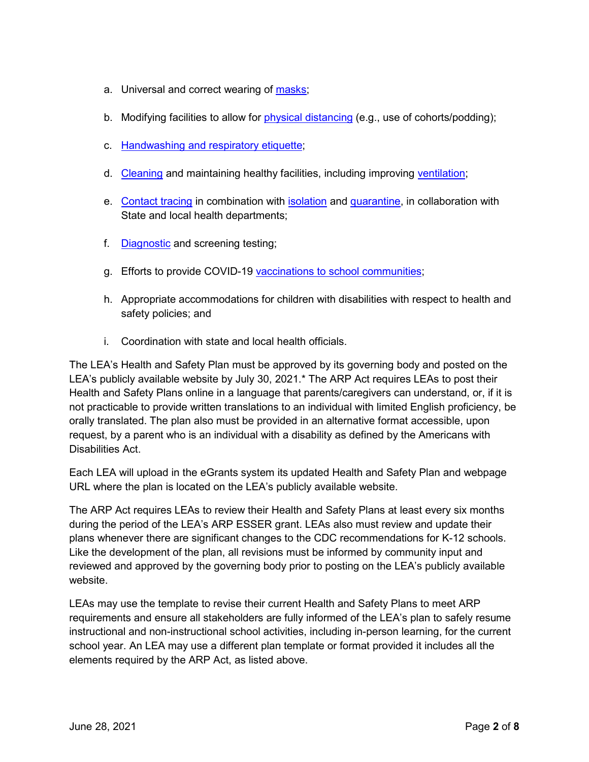a. Universal and correct wearing of masks;

b. Modifying facilities to allow for physical distancing (e.g., use of cohorts/podding);

c. Handwashing and respiratory etiquette;

d. Cleaning and maintaining healthy facilities, including improving ventilation;

e. Contact tracing in combination with isolation and quarantine, in collaboration with State and local health departments;

f. Diagnostic and screening testing;

g. Efforts to provide COVID-19 vaccinations to school communities;

h. Appropriate accommodations for children with disabilities with respect to health and safety policies; and

i. Coordination with state and local health officials.

The LEA's Health and Safety Plan must be approved by its governing body and posted on the LEA's publicly available website by July 30, 2021.* The ARP Act requires LEAs to post their Health and Safety Plans online in a language that parents/caregivers can understand, or, if it is not practicable to provide written translations to an individual with limited English proficiency, be orally translated. The plan also must be provided in an alternative format accessible, upon request, by a parent who is an individual with a disability as defined by the Americans with Disabilities Act.

Each LEA will upload in the eGrants system its updated Health and Safety Plan and webpage URL where the plan is located on the LEA's publicly available website.

The ARP Act requires LEAs to review their Health and Safety Plans at least every six months during the period of the LEA's ARP ESSER grant. LEAs also must review and update their plans whenever there are significant changes to the CDC recommendations for K-12 schools. Like the development of the plan, all revisions must be informed by community input and reviewed and approved by the governing body prior to posting on the LEA's publicly available website.

LEAs may use the template to revise their current Health and Safety Plans to meet ARP requirements and ensure all stakeholders are fully informed of the LEA's plan to safely resume instructional and non-instructional school activities, including in-person learning, for the current school year. An LEA may use a different plan template or format provided it includes all the elements required by the ARP Act, as listed above.

June 28, 2021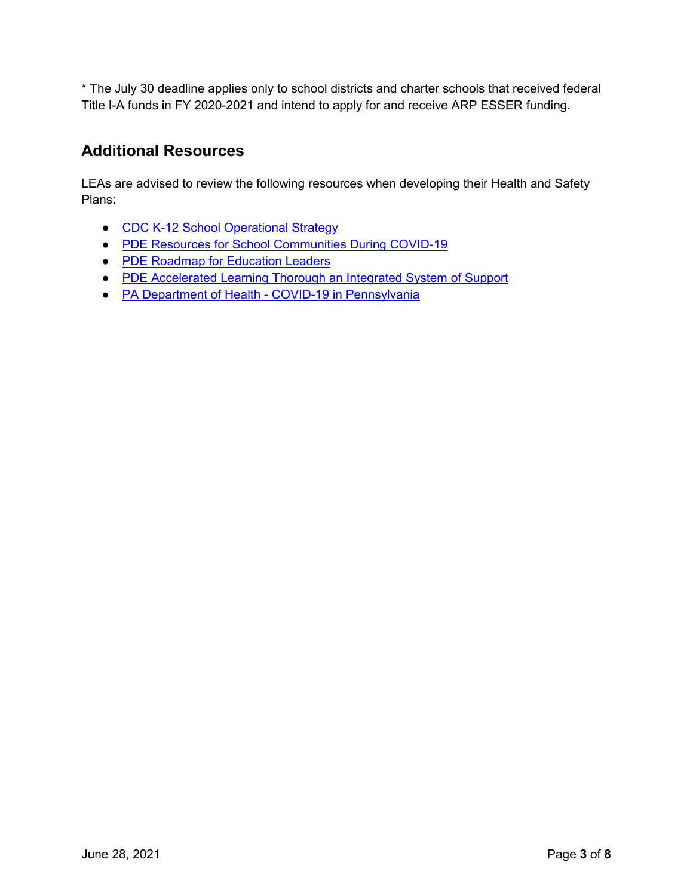* The July 30 deadline applies only to school districts and charter schools that received federal Title I-A funds in FY 2020-2021 and intend to apply for and receive ARP ESSER funding.

## Additional Resources

LEAs are advised to review the following resources when developing their Health and Safety Plans:

- CDC K-12 School Operational Strategy
- PDE Resources for School Communities During COVID-19
- PDE Roadmap for Education Leaders
- PDE Accelerated Learning Thorough an Integrated System of Support
- PA Department of Health - COVID-19 in Pennsylvania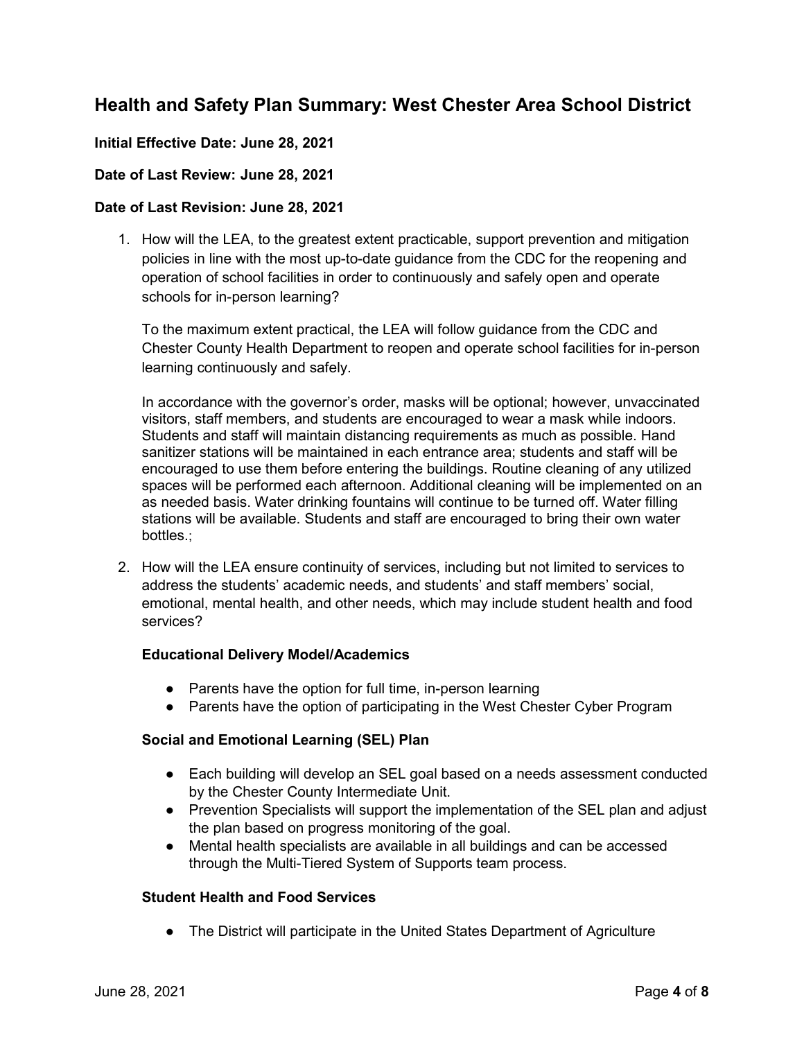## Health and Safety Plan Summary: West Chester Area School District

**Initial Effective Date: June 28, 2021**

**Date of Last Review: June 28, 2021**

**Date of Last Revision: June 28, 2021**

1. How will the LEA, to the greatest extent practicable, support prevention and mitigation policies in line with the most up-to-date guidance from the CDC for the reopening and operation of school facilities in order to continuously and safely open and operate schools for in-person learning?

   To the maximum extent practical, the LEA will follow guidance from the CDC and Chester County Health Department to reopen and operate school facilities for in-person learning continuously and safely.

   In accordance with the governor's order, masks will be optional; however, unvaccinated visitors, staff members, and students are encouraged to wear a mask while indoors. Students and staff will maintain distancing requirements as much as possible. Hand sanitizer stations will be maintained in each entrance area; students and staff will be encouraged to use them before entering the buildings. Routine cleaning of any utilized spaces will be performed each afternoon. Additional cleaning will be implemented on an as needed basis. Water drinking fountains will continue to be turned off. Water filling stations will be available. Students and staff are encouraged to bring their own water bottles.;

2. How will the LEA ensure continuity of services, including but not limited to services to address the students' academic needs, and students' and staff members' social, emotional, mental health, and other needs, which may include student health and food services?

   **Educational Delivery Model/Academics**

   - Parents have the option for full time, in-person learning
   - Parents have the option of participating in the West Chester Cyber Program

   **Social and Emotional Learning (SEL) Plan**

   - Each building will develop an SEL goal based on a needs assessment conducted by the Chester County Intermediate Unit.
   - Prevention Specialists will support the implementation of the SEL plan and adjust the plan based on progress monitoring of the goal.
   - Mental health specialists are available in all buildings and can be accessed through the Multi-Tiered System of Supports team process.

   **Student Health and Food Services**

   - The District will participate in the United States Department of Agriculture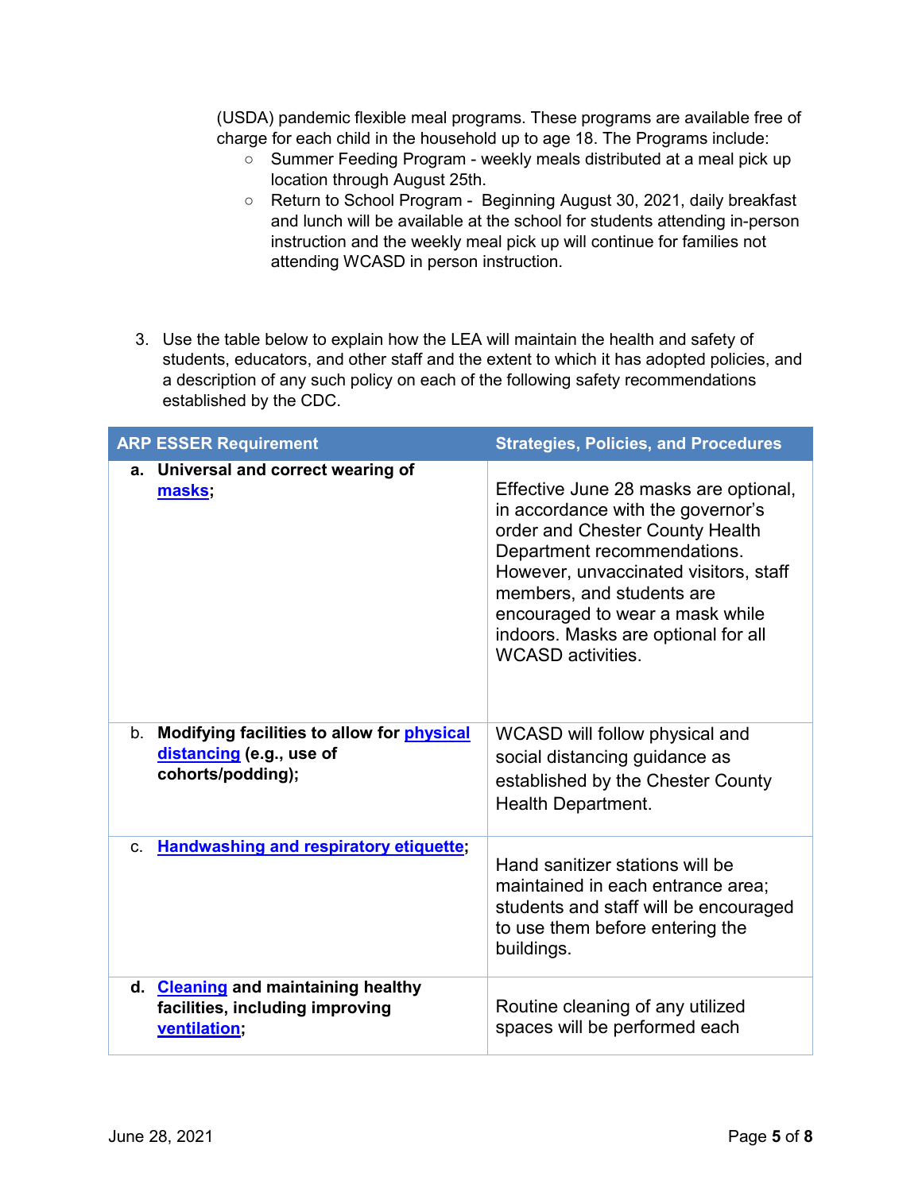(USDA) pandemic flexible meal programs. These programs are available free of charge for each child in the household up to age 18. The Programs include:

- Summer Feeding Program - weekly meals distributed at a meal pick up location through August 25th.
- Return to School Program - Beginning August 30, 2021, daily breakfast and lunch will be available at the school for students attending in-person instruction and the weekly meal pick up will continue for families not attending WCASD in person instruction.

3. Use the table below to explain how the LEA will maintain the health and safety of students, educators, and other staff and the extent to which it has adopted policies, and a description of any such policy on each of the following safety recommendations established by the CDC.

| ARP ESSER Requirement | Strategies, Policies, and Procedures |
|---|---|
| **a. Universal and correct wearing of masks;** | Effective June 28 masks are optional, in accordance with the governor's order and Chester County Health Department recommendations. However, unvaccinated visitors, staff members, and students are encouraged to wear a mask while indoors. Masks are optional for all WCASD activities. |
| **b. Modifying facilities to allow for physical distancing (e.g., use of cohorts/podding);** | WCASD will follow physical and social distancing guidance as established by the Chester County Health Department. |
| **c. Handwashing and respiratory etiquette;** | Hand sanitizer stations will be maintained in each entrance area; students and staff will be encouraged to use them before entering the buildings. |
| **d. Cleaning and maintaining healthy facilities, including improving ventilation;** | Routine cleaning of any utilized spaces will be performed each |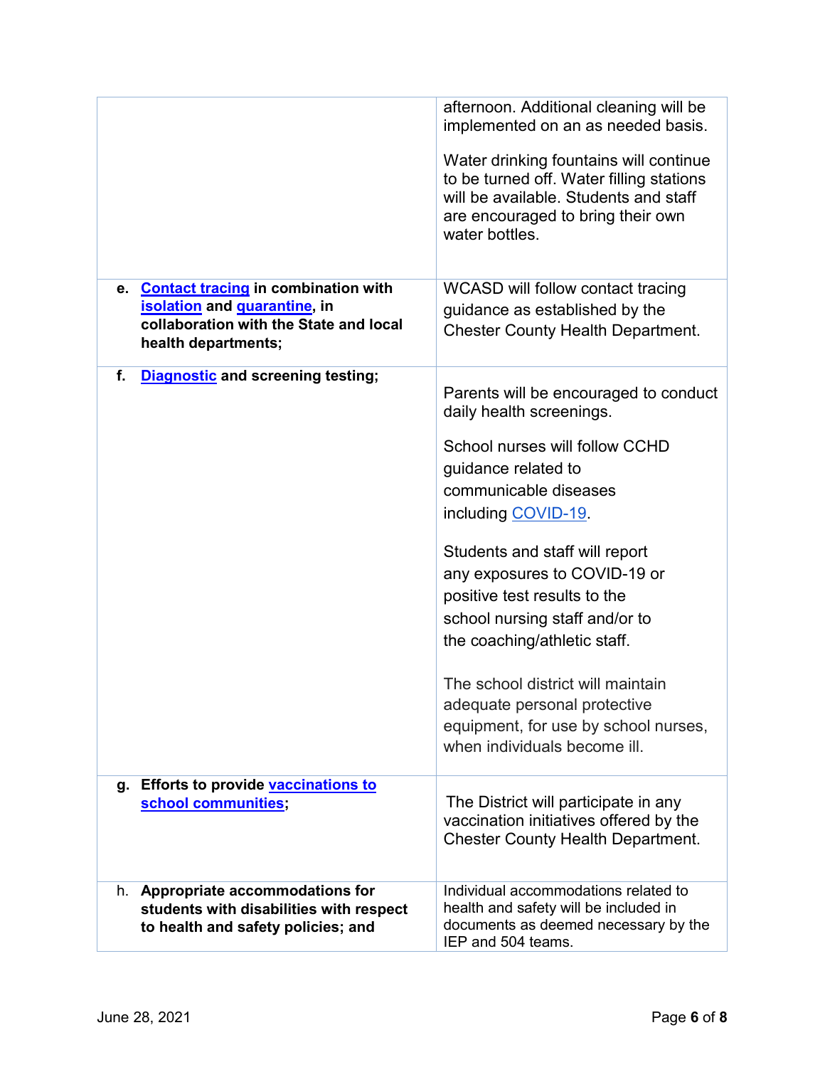| | |
|---|---|
| | afternoon. Additional cleaning will be implemented on an as needed basis.<br><br>Water drinking fountains will continue to be turned off. Water filling stations will be available. Students and staff are encouraged to bring their own water bottles. |
| **e. Contact tracing in combination with isolation and quarantine, in collaboration with the State and local health departments;** | WCASD will follow contact tracing guidance as established by the Chester County Health Department. |
| **f. Diagnostic and screening testing;** | Parents will be encouraged to conduct daily health screenings.<br><br>School nurses will follow CCHD guidance related to communicable diseases including COVID-19.<br><br>Students and staff will report any exposures to COVID-19 or positive test results to the school nursing staff and/or to the coaching/athletic staff.<br><br>The school district will maintain adequate personal protective equipment, for use by school nurses, when individuals become ill. |
| **g. Efforts to provide vaccinations to school communities;** | The District will participate in any vaccination initiatives offered by the Chester County Health Department. |
| h. **Appropriate accommodations for students with disabilities with respect to health and safety policies; and** | Individual accommodations related to health and safety will be included in documents as deemed necessary by the IEP and 504 teams. |

June 28, 2021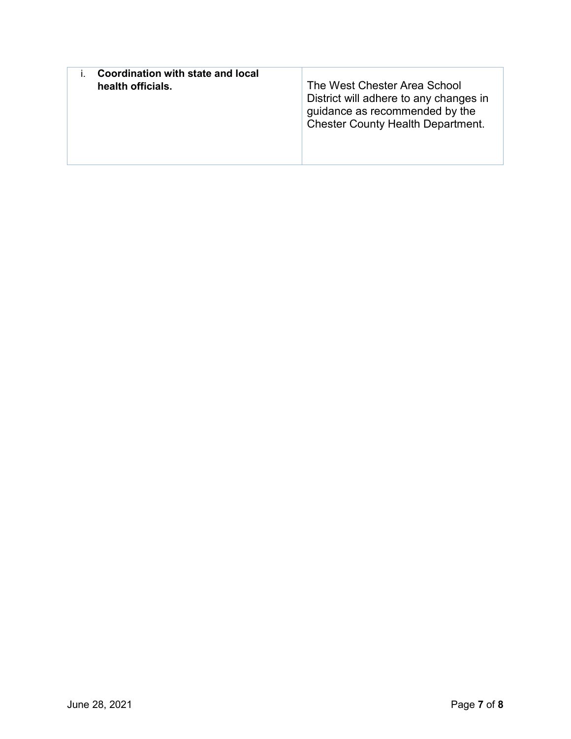| i. **Coordination with state and local health officials.** | The West Chester Area School District will adhere to any changes in guidance as recommended by the Chester County Health Department. |
|---|---|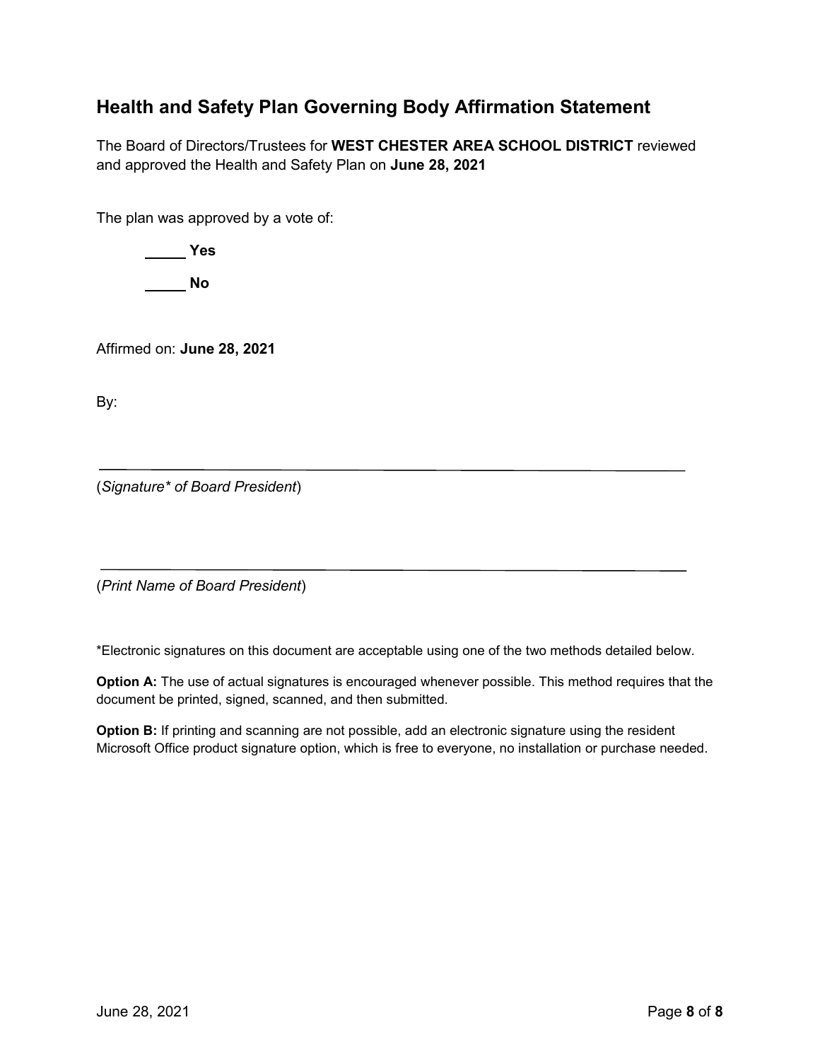## Health and Safety Plan Governing Body Affirmation Statement

The Board of Directors/Trustees for **WEST CHESTER AREA SCHOOL DISTRICT** reviewed and approved the Health and Safety Plan on **June 28, 2021**

The plan was approved by a vote of:

_____ **Yes**

_____ **No**

Affirmed on: **June 28, 2021**

By:

_______________________________________________

(*Signature\* of Board President*)

_______________________________________________

(*Print Name of Board President*)

*Electronic signatures on this document are acceptable using one of the two methods detailed below.

**Option A:** The use of actual signatures is encouraged whenever possible. This method requires that the document be printed, signed, scanned, and then submitted.

**Option B:** If printing and scanning are not possible, add an electronic signature using the resident Microsoft Office product signature option, which is free to everyone, no installation or purchase needed.